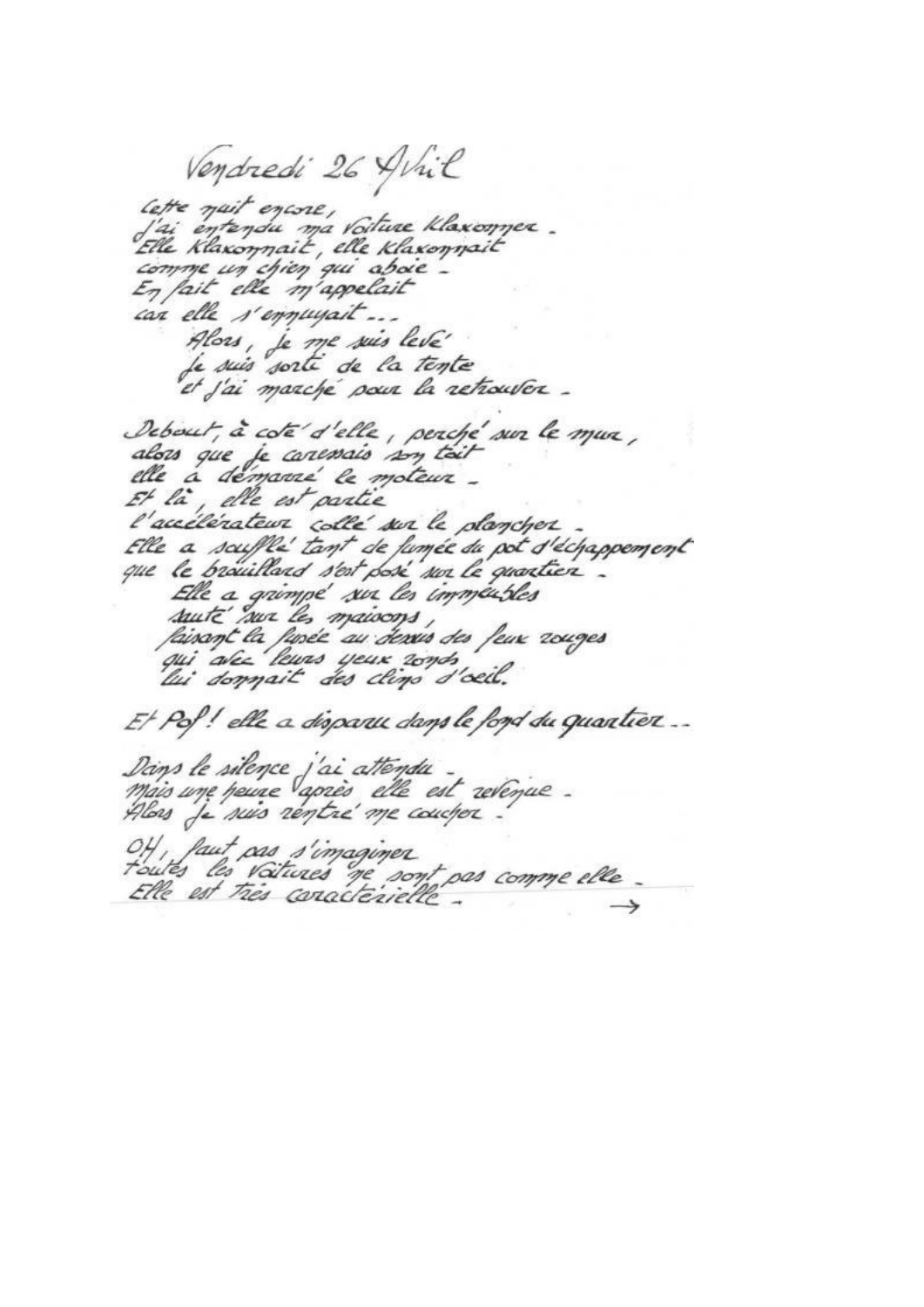Vendredi 26 Avril

Cette nuit encore,
j'ai entendu ma voiture klaxonner.
Elle klaxonnait, elle klaxonnait
comme un chien qui aboie.
En fait elle m'appelait
car elle s'ennuyait...

Alors, je me suis levé
je suis sorti de la tente
et j'ai marché pour la retrouver.

Debout, à coté d'elle, perché sur le mur,
alors que je caressais son toit
elle a démarré le moteur.
Et là, elle est partie
l'accélérateur collé sur le plancher.
Elle a soufflé tant de fumée du pot d'échappement
que le brouillard s'est posé sur le quartier.

Elle a grimpé sur les immeubles
sauté sur les maisons,
faisant la fusée au dessus des feux rouges
qui avec leurs yeux ronds
lui donnait des clins d'oeil.

Et Pof! elle a disparu dans le fond du quartier...

Dans le silence j'ai attendu.
Mais une heure après elle est revenue.
Alors je suis rentré me coucher.

OH, faut pas s'imaginer
toutes les voitures ne sont pas comme elle.
Elle est très caractérielle.

→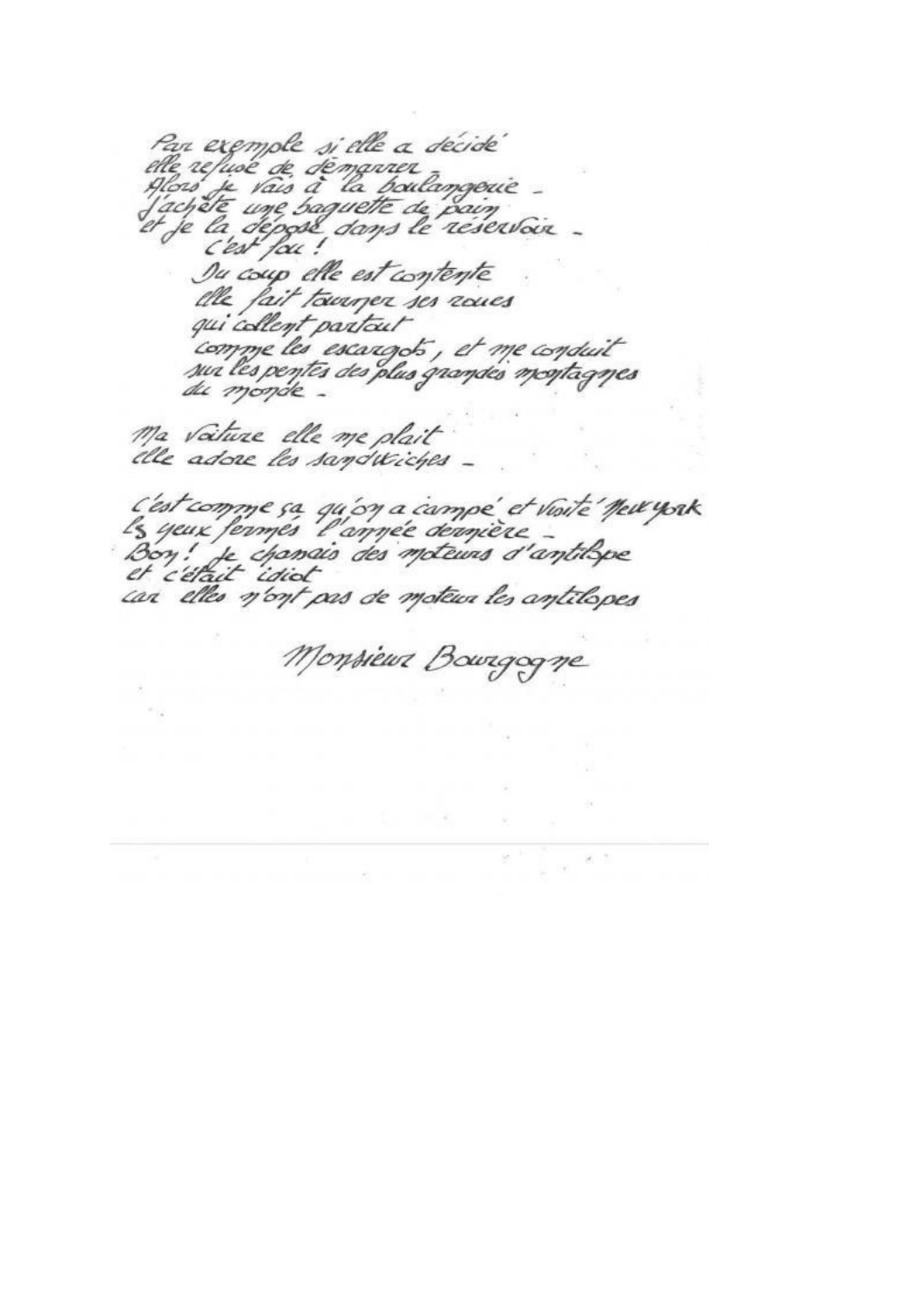Par exemple si elle a décidé
elle refuse de démarrer -
Alors je vais à la boulangerie -
J'achète une baguette de pain
et je la dépose dans le réservoir -
C'est fou !

Du coup elle est contente
elle fait tourner ses roues
qui collent partout
comme les escargots, et me conduit
sur les pentes des plus grandes montagnes
du monde -

Ma voiture elle me plait
elle adore les sandwiches -

C'est comme ça qu'on a campé et visité New York
les yeux fermés l'année dernière -
Bon ! je chassais des moteurs d'antilope
et c'était idiot
car elles n'ont pas de moteur les antilopes

Monsieur Bourgogne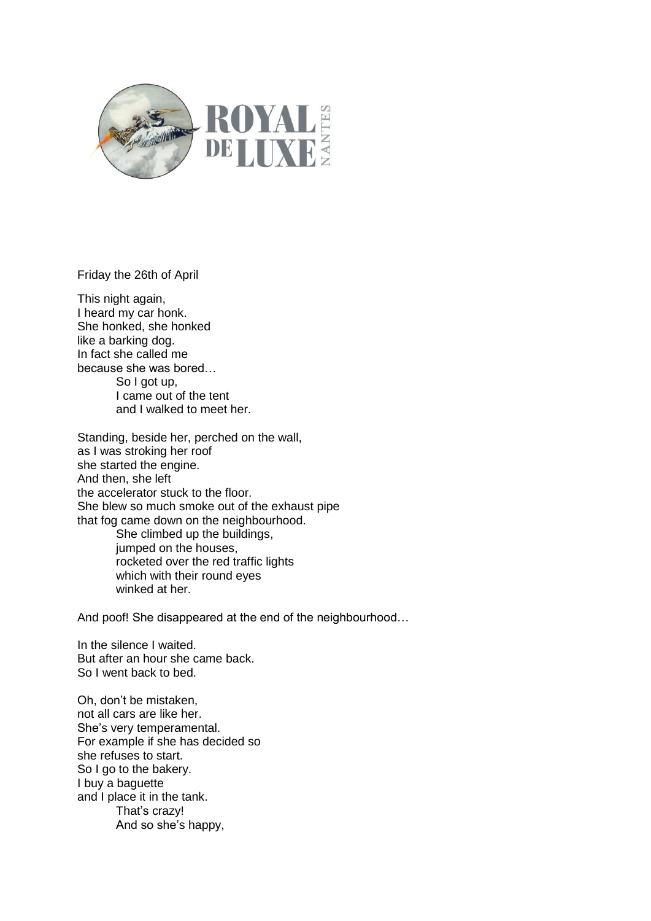Friday the 26th of April

This night again,  
I heard my car honk.  
She honked, she honked  
like a barking dog.  
In fact she called me  
because she was bored…

> So I got up,  
> I came out of the tent  
> and I walked to meet her.

Standing, beside her, perched on the wall,  
as I was stroking her roof  
she started the engine.  
And then, she left  
the accelerator stuck to the floor.  
She blew so much smoke out of the exhaust pipe  
that fog came down on the neighbourhood.

> She climbed up the buildings,  
> jumped on the houses,  
> rocketed over the red traffic lights  
> which with their round eyes  
> winked at her.

And poof! She disappeared at the end of the neighbourhood…

In the silence I waited.  
But after an hour she came back.  
So I went back to bed.

Oh, don't be mistaken,  
not all cars are like her.  
She's very temperamental.  
For example if she has decided so  
she refuses to start.  
So I go to the bakery.  
I buy a baguette  
and I place it in the tank.

> That's crazy!  
> And so she's happy,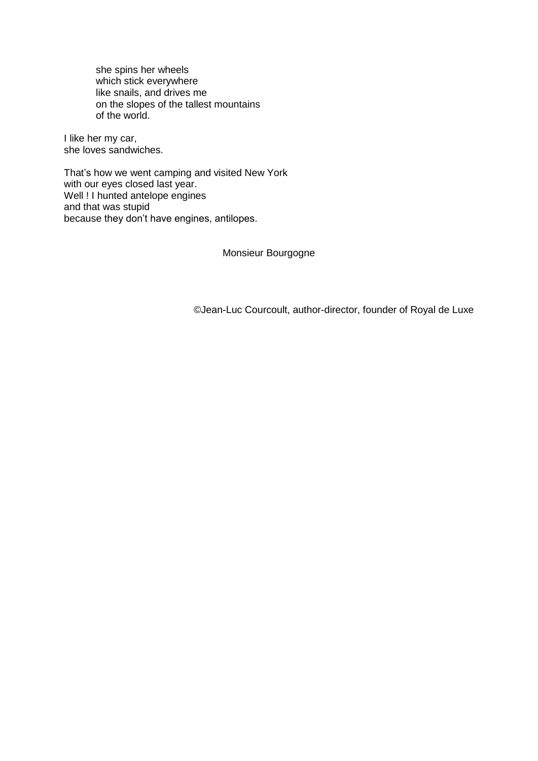she spins her wheels
which stick everywhere
like snails, and drives me
on the slopes of the tallest mountains
of the world.

I like her my car,
she loves sandwiches.

That's how we went camping and visited New York
with our eyes closed last year.
Well ! I hunted antelope engines
and that was stupid
because they don't have engines, antilopes.

Monsieur Bourgogne

©Jean-Luc Courcoult, author-director, founder of Royal de Luxe